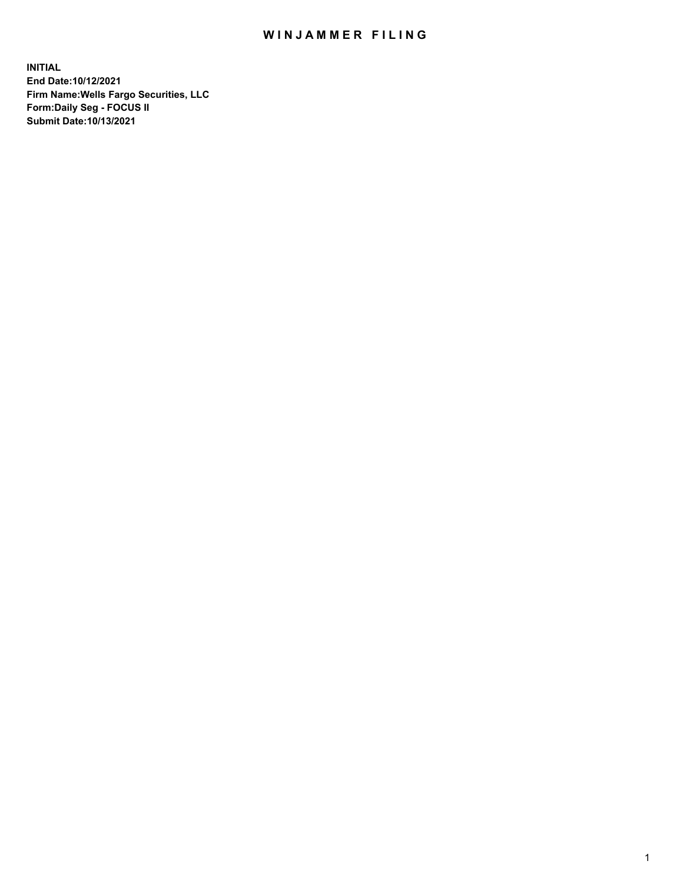# WINJAMMER FILING

**INITIAL**
**End Date:10/12/2021**
**Firm Name:Wells Fargo Securities, LLC**
**Form:Daily Seg - FOCUS II**
**Submit Date:10/13/2021**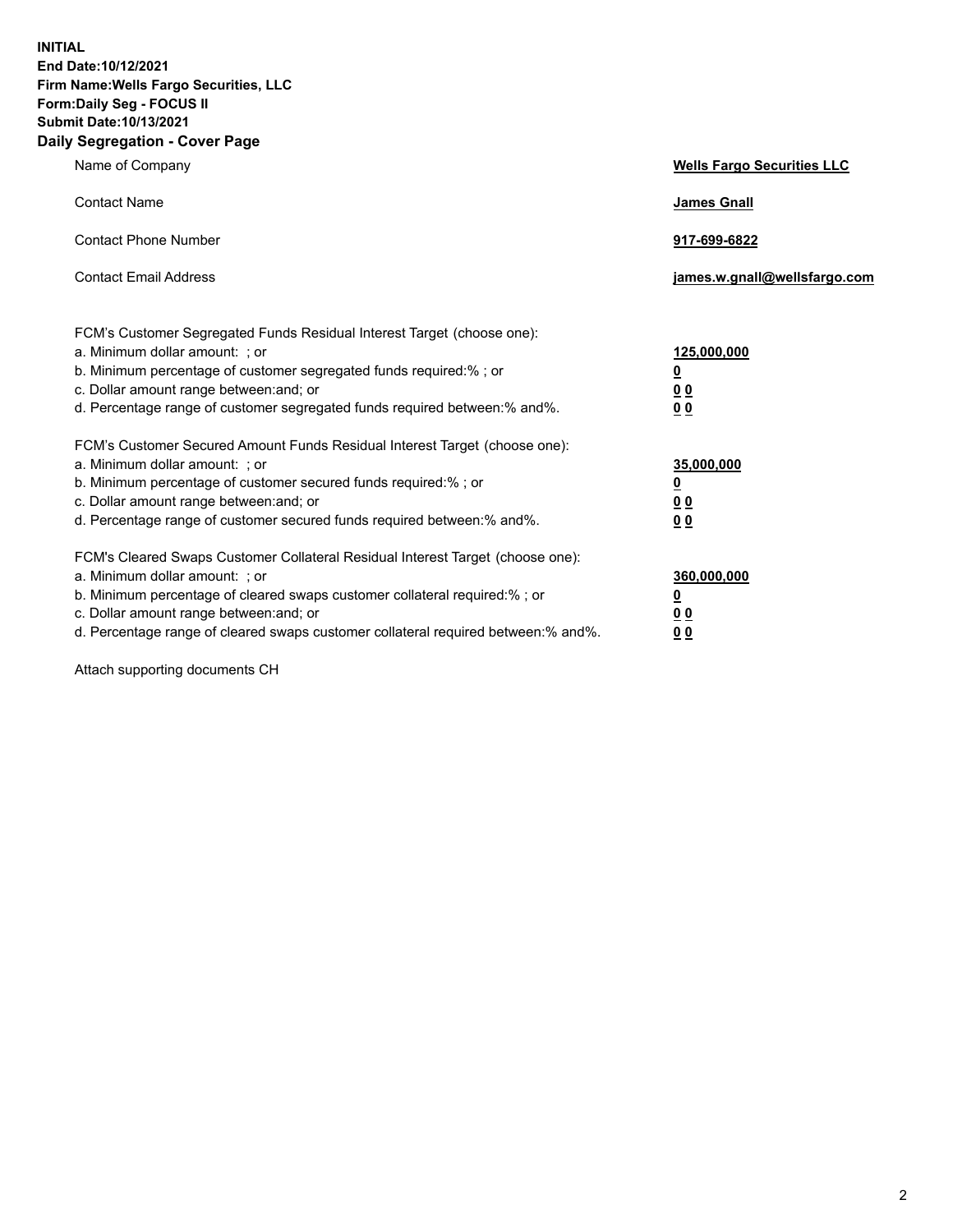**INITIAL**
**End Date:10/12/2021**
**Firm Name:Wells Fargo Securities, LLC**
**Form:Daily Seg - FOCUS II**
**Submit Date:10/13/2021**

## Daily Segregation - Cover Page

| | |
|---|---|
| Name of Company | **Wells Fargo Securities LLC** |
| Contact Name | **James Gnall** |
| Contact Phone Number | **917-699-6822** |
| Contact Email Address | **james.w.gnall@wellsfargo.com** |

| | |
|---|---|
| FCM's Customer Segregated Funds Residual Interest Target (choose one): | |
| a. Minimum dollar amount: ; or | **125,000,000** |
| b. Minimum percentage of customer segregated funds required:% ; or | **0** |
| c. Dollar amount range between:and; or | **0 0** |
| d. Percentage range of customer segregated funds required between:% and%. | **0 0** |

| | |
|---|---|
| FCM's Customer Secured Amount Funds Residual Interest Target (choose one): | |
| a. Minimum dollar amount: ; or | **35,000,000** |
| b. Minimum percentage of customer secured funds required:% ; or | **0** |
| c. Dollar amount range between:and; or | **0 0** |
| d. Percentage range of customer secured funds required between:% and%. | **0 0** |

| | |
|---|---|
| FCM's Cleared Swaps Customer Collateral Residual Interest Target (choose one): | |
| a. Minimum dollar amount: ; or | **360,000,000** |
| b. Minimum percentage of cleared swaps customer collateral required:% ; or | **0** |
| c. Dollar amount range between:and; or | **0 0** |
| d. Percentage range of cleared swaps customer collateral required between:% and%. | **0 0** |

Attach supporting documents CH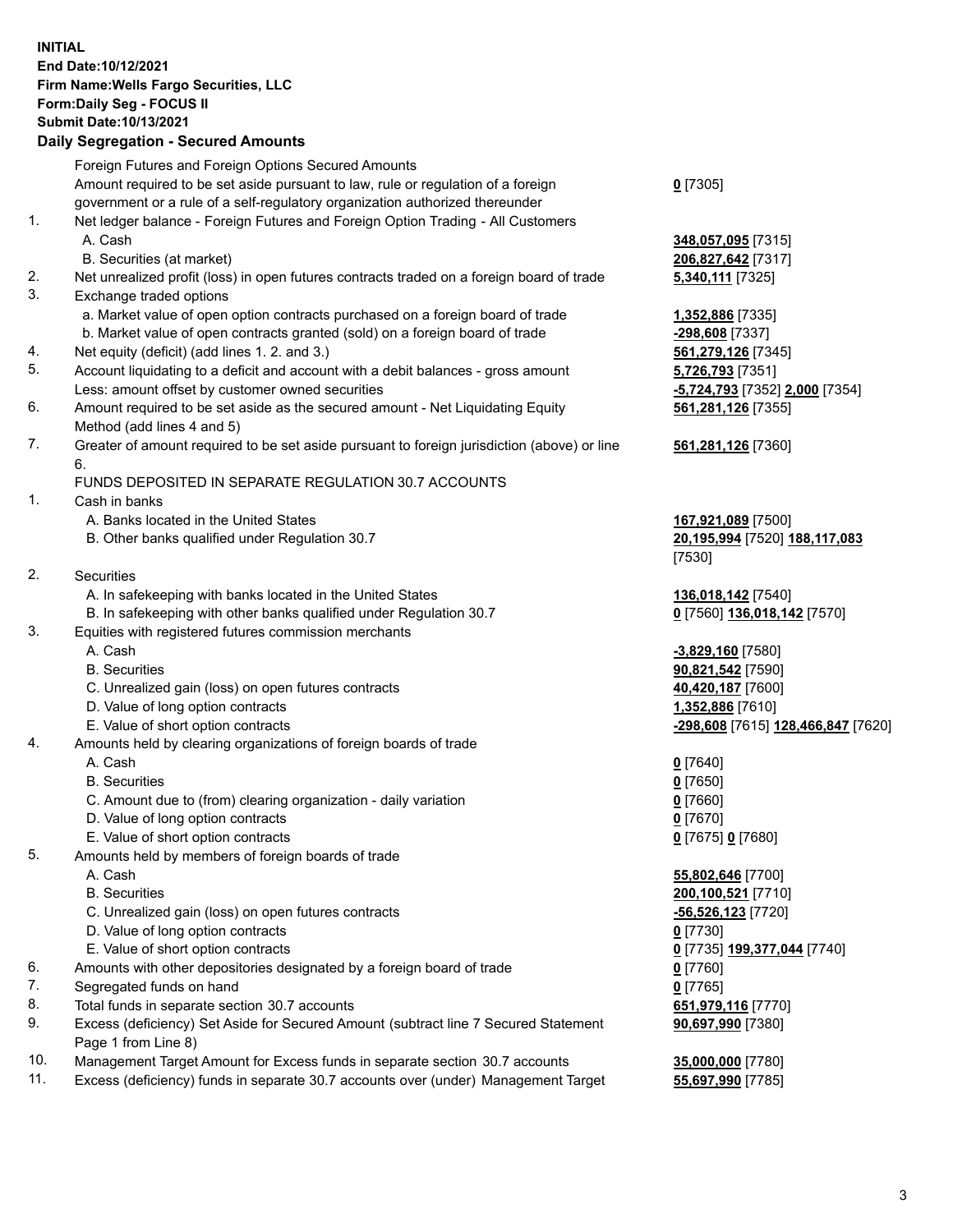**INITIAL**
**End Date:10/12/2021**
**Firm Name:Wells Fargo Securities, LLC**
**Form:Daily Seg - FOCUS II**
**Submit Date:10/13/2021**

## Daily Segregation - Secured Amounts

| | | |
|---|---|---|
| | Foreign Futures and Foreign Options Secured Amounts | |
| | Amount required to be set aside pursuant to law, rule or regulation of a foreign government or a rule of a self-regulatory organization authorized thereunder | **0** [7305] |
| 1. | Net ledger balance - Foreign Futures and Foreign Option Trading - All Customers | |
| | A. Cash | **348,057,095** [7315] |
| | B. Securities (at market) | **206,827,642** [7317] |
| 2. | Net unrealized profit (loss) in open futures contracts traded on a foreign board of trade | **5,340,111** [7325] |
| 3. | Exchange traded options | |
| | a. Market value of open option contracts purchased on a foreign board of trade | **1,352,886** [7335] |
| | b. Market value of open contracts granted (sold) on a foreign board of trade | **-298,608** [7337] |
| 4. | Net equity (deficit) (add lines 1. 2. and 3.) | **561,279,126** [7345] |
| 5. | Account liquidating to a deficit and account with a debit balances - gross amount | **5,726,793** [7351] |
| | Less: amount offset by customer owned securities | **-5,724,793** [7352] **2,000** [7354] |
| 6. | Amount required to be set aside as the secured amount - Net Liquidating Equity Method (add lines 4 and 5) | **561,281,126** [7355] |
| 7. | Greater of amount required to be set aside pursuant to foreign jurisdiction (above) or line 6. | **561,281,126** [7360] |
| | FUNDS DEPOSITED IN SEPARATE REGULATION 30.7 ACCOUNTS | |
| 1. | Cash in banks | |
| | A. Banks located in the United States | **167,921,089** [7500] |
| | B. Other banks qualified under Regulation 30.7 | **20,195,994** [7520] **188,117,083** [7530] |
| 2. | Securities | |
| | A. In safekeeping with banks located in the United States | **136,018,142** [7540] |
| | B. In safekeeping with other banks qualified under Regulation 30.7 | **0** [7560] **136,018,142** [7570] |
| 3. | Equities with registered futures commission merchants | |
| | A. Cash | **-3,829,160** [7580] |
| | B. Securities | **90,821,542** [7590] |
| | C. Unrealized gain (loss) on open futures contracts | **40,420,187** [7600] |
| | D. Value of long option contracts | **1,352,886** [7610] |
| | E. Value of short option contracts | **-298,608** [7615] **128,466,847** [7620] |
| 4. | Amounts held by clearing organizations of foreign boards of trade | |
| | A. Cash | **0** [7640] |
| | B. Securities | **0** [7650] |
| | C. Amount due to (from) clearing organization - daily variation | **0** [7660] |
| | D. Value of long option contracts | **0** [7670] |
| | E. Value of short option contracts | **0** [7675] **0** [7680] |
| 5. | Amounts held by members of foreign boards of trade | |
| | A. Cash | **55,802,646** [7700] |
| | B. Securities | **200,100,521** [7710] |
| | C. Unrealized gain (loss) on open futures contracts | **-56,526,123** [7720] |
| | D. Value of long option contracts | **0** [7730] |
| | E. Value of short option contracts | **0** [7735] **199,377,044** [7740] |
| 6. | Amounts with other depositories designated by a foreign board of trade | **0** [7760] |
| 7. | Segregated funds on hand | **0** [7765] |
| 8. | Total funds in separate section 30.7 accounts | **651,979,116** [7770] |
| 9. | Excess (deficiency) Set Aside for Secured Amount (subtract line 7 Secured Statement Page 1 from Line 8) | **90,697,990** [7380] |
| 10. | Management Target Amount for Excess funds in separate section 30.7 accounts | **35,000,000** [7780] |
| 11. | Excess (deficiency) funds in separate 30.7 accounts over (under) Management Target | **55,697,990** [7785] |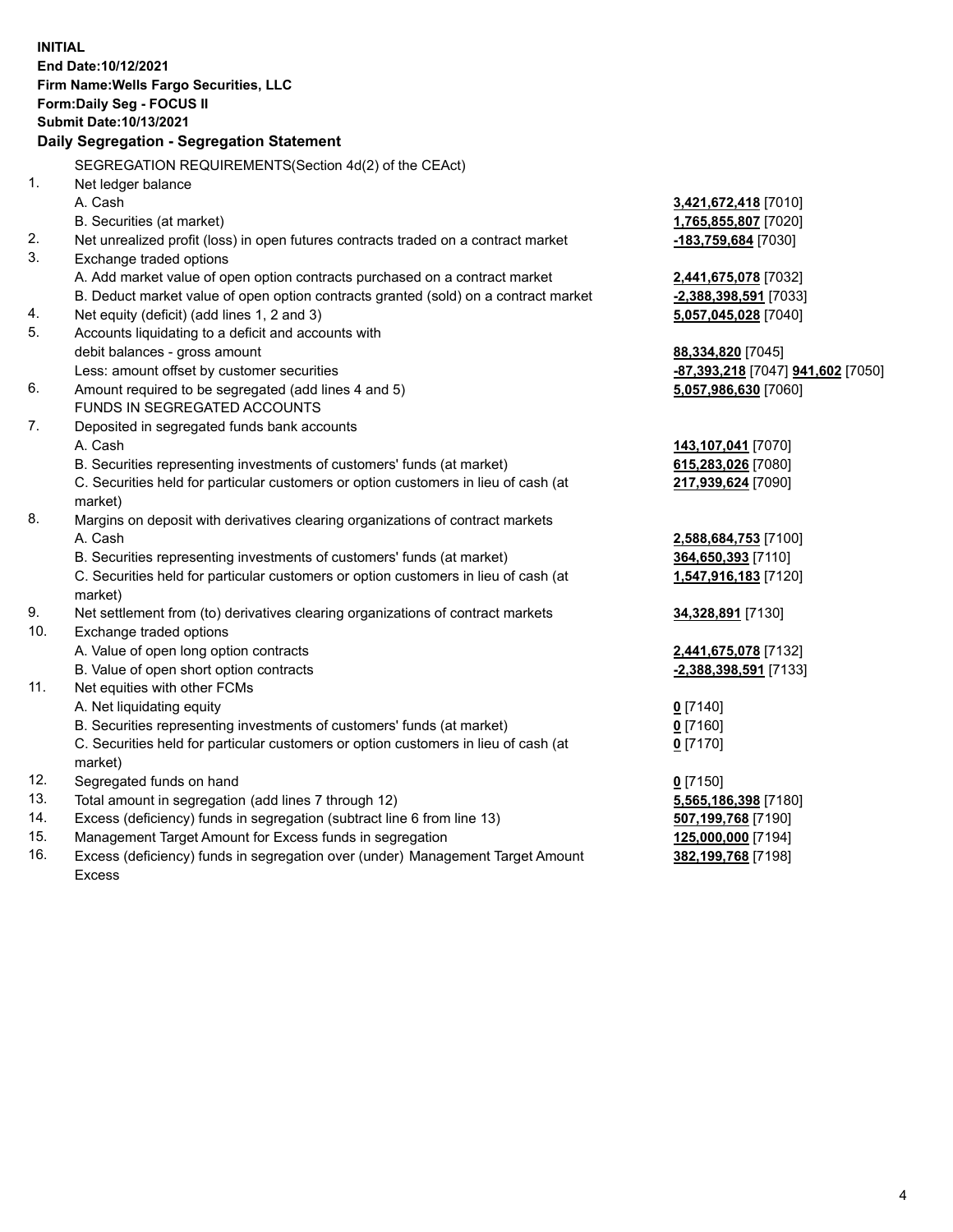**INITIAL**
**End Date:10/12/2021**
**Firm Name:Wells Fargo Securities, LLC**
**Form:Daily Seg - FOCUS II**
**Submit Date:10/13/2021**

## Daily Segregation - Segregation Statement

| | SEGREGATION REQUIREMENTS(Section 4d(2) of the CEAct) | |
|---|---|---|
| 1. | Net ledger balance | |
| | A. Cash | **3,421,672,418** [7010] |
| | B. Securities (at market) | **1,765,855,807** [7020] |
| 2. | Net unrealized profit (loss) in open futures contracts traded on a contract market | **-183,759,684** [7030] |
| 3. | Exchange traded options | |
| | A. Add market value of open option contracts purchased on a contract market | **2,441,675,078** [7032] |
| | B. Deduct market value of open option contracts granted (sold) on a contract market | **-2,388,398,591** [7033] |
| 4. | Net equity (deficit) (add lines 1, 2 and 3) | **5,057,045,028** [7040] |
| 5. | Accounts liquidating to a deficit and accounts with | |
| | debit balances - gross amount | **88,334,820** [7045] |
| | Less: amount offset by customer securities | **-87,393,218** [7047] **941,602** [7050] |
| 6. | Amount required to be segregated (add lines 4 and 5) | **5,057,986,630** [7060] |
| | FUNDS IN SEGREGATED ACCOUNTS | |
| 7. | Deposited in segregated funds bank accounts | |
| | A. Cash | **143,107,041** [7070] |
| | B. Securities representing investments of customers' funds (at market) | **615,283,026** [7080] |
| | C. Securities held for particular customers or option customers in lieu of cash (at market) | **217,939,624** [7090] |
| 8. | Margins on deposit with derivatives clearing organizations of contract markets | |
| | A. Cash | **2,588,684,753** [7100] |
| | B. Securities representing investments of customers' funds (at market) | **364,650,393** [7110] |
| | C. Securities held for particular customers or option customers in lieu of cash (at market) | **1,547,916,183** [7120] |
| 9. | Net settlement from (to) derivatives clearing organizations of contract markets | **34,328,891** [7130] |
| 10. | Exchange traded options | |
| | A. Value of open long option contracts | **2,441,675,078** [7132] |
| | B. Value of open short option contracts | **-2,388,398,591** [7133] |
| 11. | Net equities with other FCMs | |
| | A. Net liquidating equity | **0** [7140] |
| | B. Securities representing investments of customers' funds (at market) | **0** [7160] |
| | C. Securities held for particular customers or option customers in lieu of cash (at market) | **0** [7170] |
| 12. | Segregated funds on hand | **0** [7150] |
| 13. | Total amount in segregation (add lines 7 through 12) | **5,565,186,398** [7180] |
| 14. | Excess (deficiency) funds in segregation (subtract line 6 from line 13) | **507,199,768** [7190] |
| 15. | Management Target Amount for Excess funds in segregation | **125,000,000** [7194] |
| 16. | Excess (deficiency) funds in segregation over (under) Management Target Amount Excess | **382,199,768** [7198] |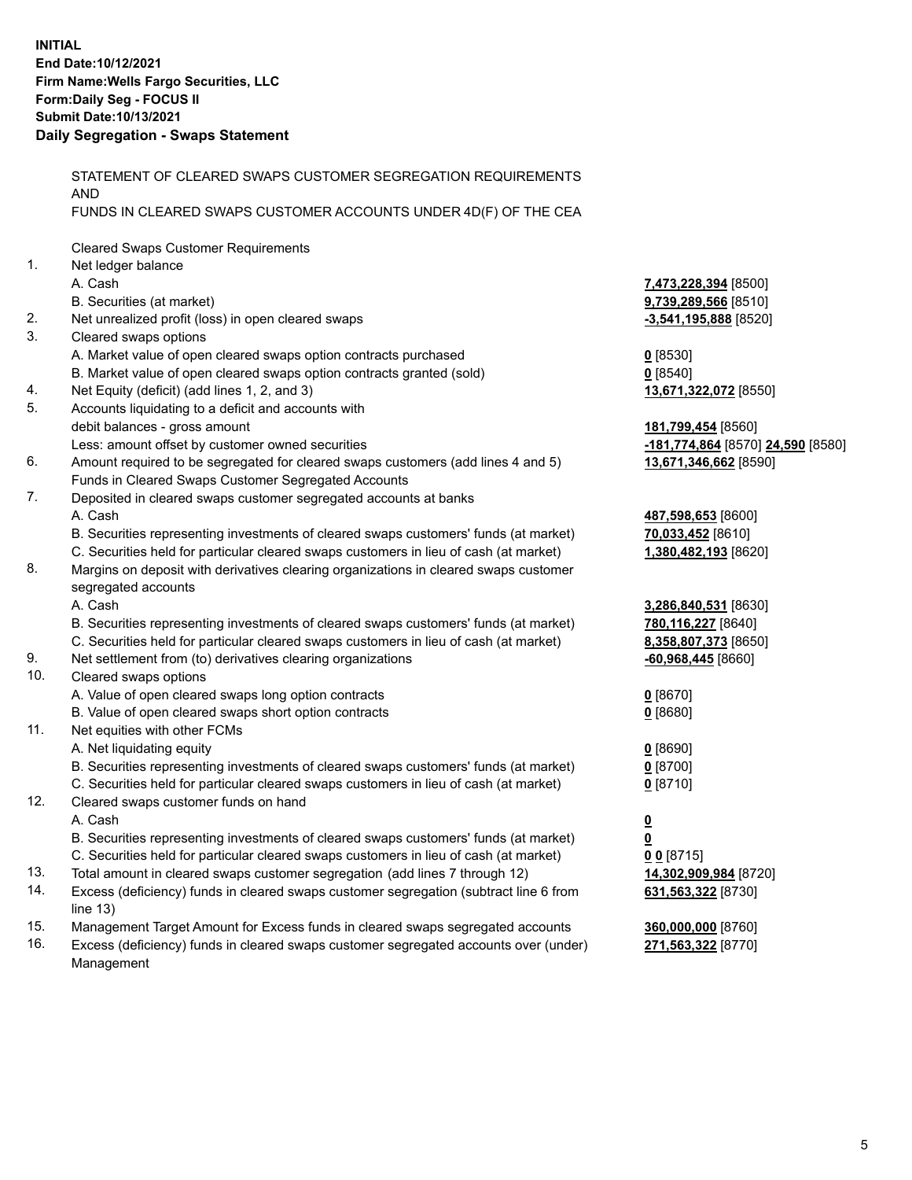**INITIAL**
**End Date:10/12/2021**
**Firm Name:Wells Fargo Securities, LLC**
**Form:Daily Seg - FOCUS II**
**Submit Date:10/13/2021**
**Daily Segregation - Swaps Statement**

STATEMENT OF CLEARED SWAPS CUSTOMER SEGREGATION REQUIREMENTS AND
FUNDS IN CLEARED SWAPS CUSTOMER ACCOUNTS UNDER 4D(F) OF THE CEA

| | | |
|---|---|---|
| | Cleared Swaps Customer Requirements | |
| 1. | Net ledger balance | |
| | A. Cash | **7,473,228,394** [8500] |
| | B. Securities (at market) | **9,739,289,566** [8510] |
| 2. | Net unrealized profit (loss) in open cleared swaps | **-3,541,195,888** [8520] |
| 3. | Cleared swaps options | |
| | A. Market value of open cleared swaps option contracts purchased | **0** [8530] |
| | B. Market value of open cleared swaps option contracts granted (sold) | **0** [8540] |
| 4. | Net Equity (deficit) (add lines 1, 2, and 3) | **13,671,322,072** [8550] |
| 5. | Accounts liquidating to a deficit and accounts with | |
| | debit balances - gross amount | **181,799,454** [8560] |
| | Less: amount offset by customer owned securities | **-181,774,864** [8570] **24,590** [8580] |
| 6. | Amount required to be segregated for cleared swaps customers (add lines 4 and 5) | **13,671,346,662** [8590] |
| | Funds in Cleared Swaps Customer Segregated Accounts | |
| 7. | Deposited in cleared swaps customer segregated accounts at banks | |
| | A. Cash | **487,598,653** [8600] |
| | B. Securities representing investments of cleared swaps customers' funds (at market) | **70,033,452** [8610] |
| | C. Securities held for particular cleared swaps customers in lieu of cash (at market) | **1,380,482,193** [8620] |
| 8. | Margins on deposit with derivatives clearing organizations in cleared swaps customer segregated accounts | |
| | A. Cash | **3,286,840,531** [8630] |
| | B. Securities representing investments of cleared swaps customers' funds (at market) | **780,116,227** [8640] |
| | C. Securities held for particular cleared swaps customers in lieu of cash (at market) | **8,358,807,373** [8650] |
| 9. | Net settlement from (to) derivatives clearing organizations | **-60,968,445** [8660] |
| 10. | Cleared swaps options | |
| | A. Value of open cleared swaps long option contracts | **0** [8670] |
| | B. Value of open cleared swaps short option contracts | **0** [8680] |
| 11. | Net equities with other FCMs | |
| | A. Net liquidating equity | **0** [8690] |
| | B. Securities representing investments of cleared swaps customers' funds (at market) | **0** [8700] |
| | C. Securities held for particular cleared swaps customers in lieu of cash (at market) | **0** [8710] |
| 12. | Cleared swaps customer funds on hand | |
| | A. Cash | **0** |
| | B. Securities representing investments of cleared swaps customers' funds (at market) | **0** |
| | C. Securities held for particular cleared swaps customers in lieu of cash (at market) | **0** **0** [8715] |
| 13. | Total amount in cleared swaps customer segregation (add lines 7 through 12) | **14,302,909,984** [8720] |
| 14. | Excess (deficiency) funds in cleared swaps customer segregation (subtract line 6 from line 13) | **631,563,322** [8730] |
| 15. | Management Target Amount for Excess funds in cleared swaps segregated accounts | **360,000,000** [8760] |
| 16. | Excess (deficiency) funds in cleared swaps customer segregated accounts over (under) Management | **271,563,322** [8770] |